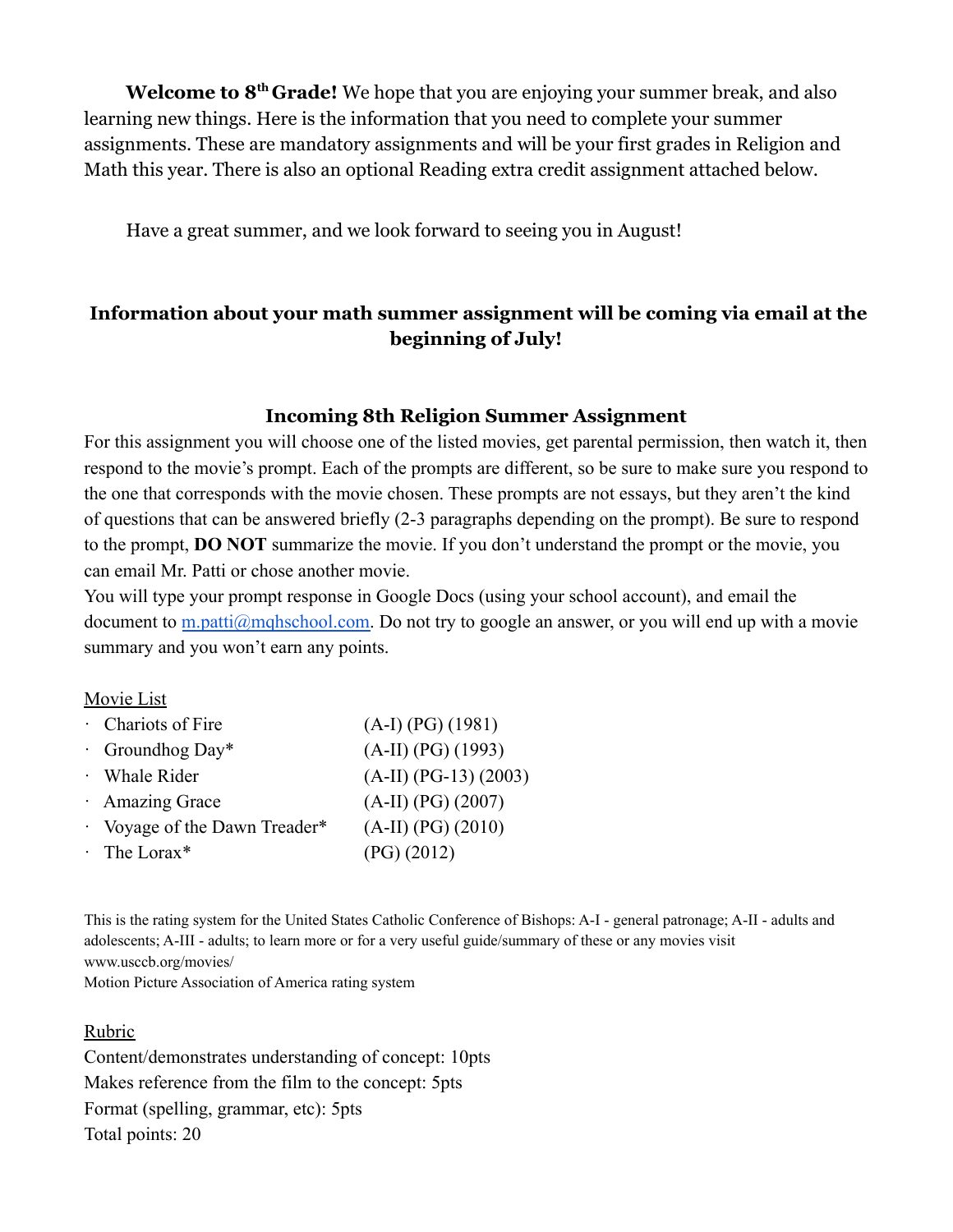**Welcome to 8th Grade!** We hope that you are enjoying your summer break, and also learning new things. Here is the information that you need to complete your summer assignments. These are mandatory assignments and will be your first grades in Religion and Math this year. There is also an optional Reading extra credit assignment attached below.

Have a great summer, and we look forward to seeing you in August!

**Information about your math summer assignment will be coming via email at the beginning of July!**

## Incoming 8th Religion Summer Assignment

For this assignment you will choose one of the listed movies, get parental permission, then watch it, then respond to the movie's prompt. Each of the prompts are different, so be sure to make sure you respond to the one that corresponds with the movie chosen. These prompts are not essays, but they aren't the kind of questions that can be answered briefly (2-3 paragraphs depending on the prompt). Be sure to respond to the prompt, **DO NOT** summarize the movie. If you don't understand the prompt or the movie, you can email Mr. Patti or chose another movie.

You will type your prompt response in Google Docs (using your school account), and email the document to m.patti@mqhschool.com. Do not try to google an answer, or you will end up with a movie summary and you won't earn any points.

Movie List

- Chariots of Fire (A-I) (PG) (1981)
- Groundhog Day* (A-II) (PG) (1993)
- Whale Rider (A-II) (PG-13) (2003)
- Amazing Grace (A-II) (PG) (2007)
- Voyage of the Dawn Treader* (A-II) (PG) (2010)
- The Lorax* (PG) (2012)

This is the rating system for the United States Catholic Conference of Bishops: A-I - general patronage; A-II - adults and adolescents; A-III - adults; to learn more or for a very useful guide/summary of these or any movies visit www.usccb.org/movies/

Motion Picture Association of America rating system

Rubric

Content/demonstrates understanding of concept: 10pts

Makes reference from the film to the concept: 5pts

Format (spelling, grammar, etc): 5pts

Total points: 20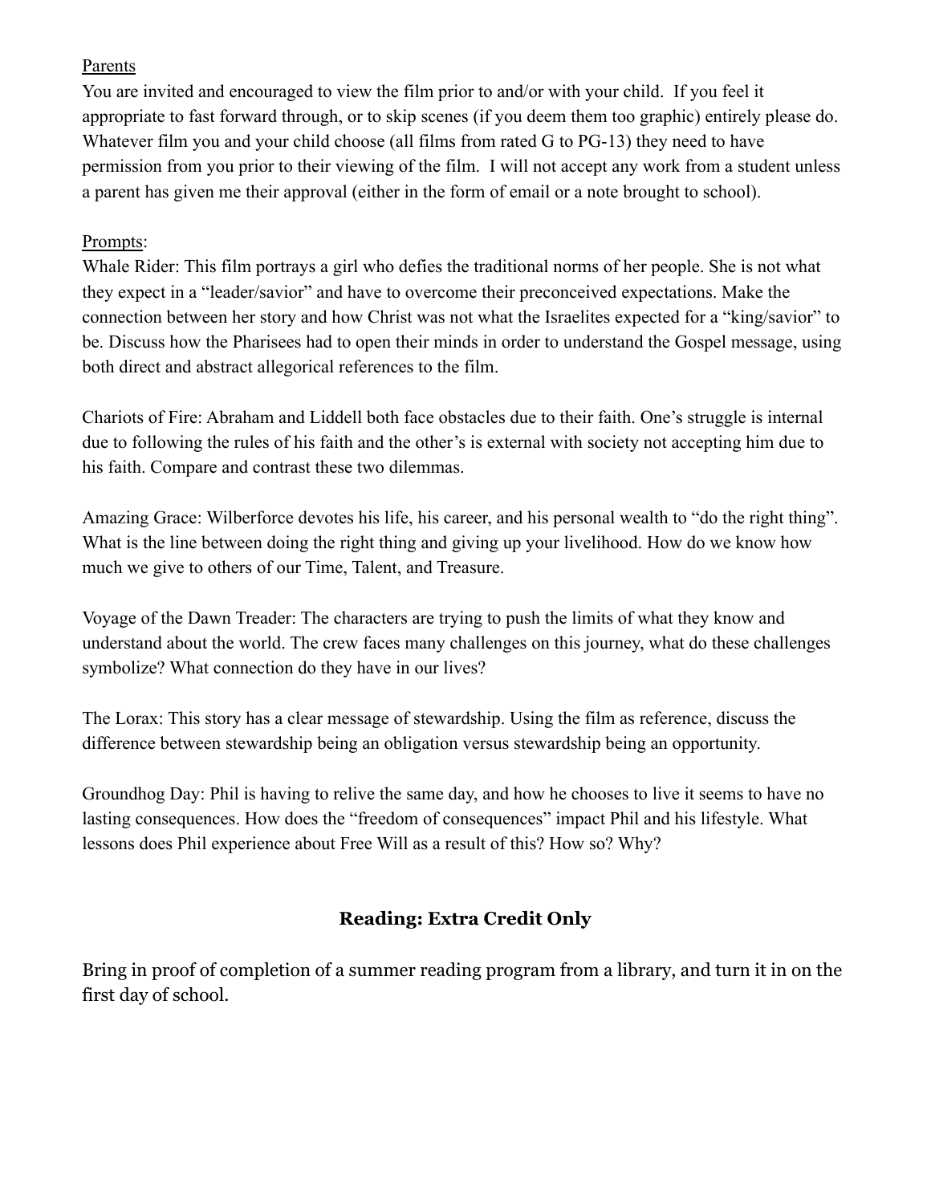Parents

You are invited and encouraged to view the film prior to and/or with your child. If you feel it appropriate to fast forward through, or to skip scenes (if you deem them too graphic) entirely please do. Whatever film you and your child choose (all films from rated G to PG-13) they need to have permission from you prior to their viewing of the film. I will not accept any work from a student unless a parent has given me their approval (either in the form of email or a note brought to school).

Prompts:

Whale Rider: This film portrays a girl who defies the traditional norms of her people. She is not what they expect in a "leader/savior" and have to overcome their preconceived expectations. Make the connection between her story and how Christ was not what the Israelites expected for a "king/savior" to be. Discuss how the Pharisees had to open their minds in order to understand the Gospel message, using both direct and abstract allegorical references to the film.

Chariots of Fire: Abraham and Liddell both face obstacles due to their faith. One's struggle is internal due to following the rules of his faith and the other's is external with society not accepting him due to his faith. Compare and contrast these two dilemmas.

Amazing Grace: Wilberforce devotes his life, his career, and his personal wealth to "do the right thing". What is the line between doing the right thing and giving up your livelihood. How do we know how much we give to others of our Time, Talent, and Treasure.

Voyage of the Dawn Treader: The characters are trying to push the limits of what they know and understand about the world. The crew faces many challenges on this journey, what do these challenges symbolize? What connection do they have in our lives?

The Lorax: This story has a clear message of stewardship. Using the film as reference, discuss the difference between stewardship being an obligation versus stewardship being an opportunity.

Groundhog Day: Phil is having to relive the same day, and how he chooses to live it seems to have no lasting consequences. How does the "freedom of consequences" impact Phil and his lifestyle. What lessons does Phil experience about Free Will as a result of this? How so? Why?

## Reading: Extra Credit Only

Bring in proof of completion of a summer reading program from a library, and turn it in on the first day of school.